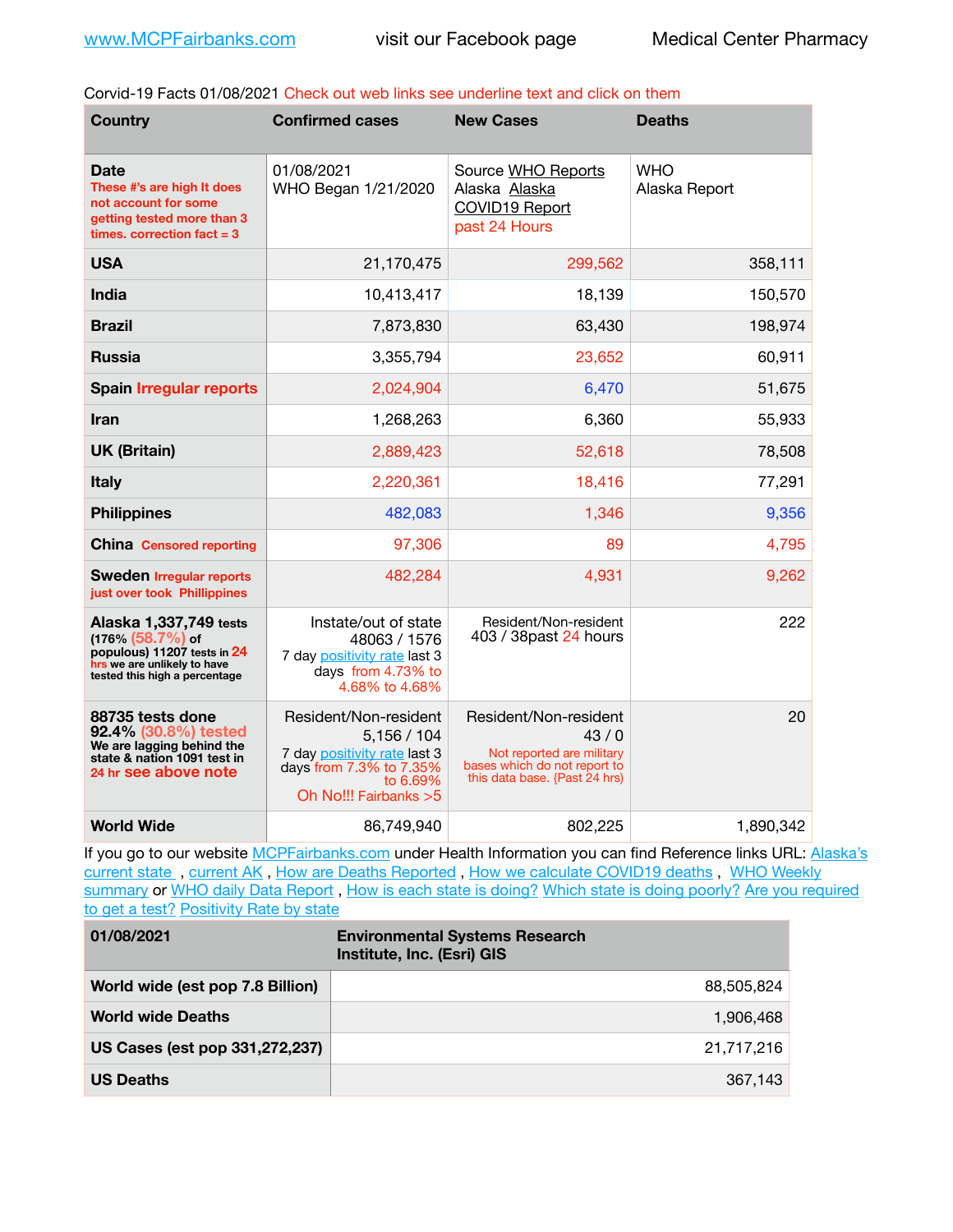www.MCPFairbanks.com visit our Facebook page Medical Center Pharmacy

Corvid-19 Facts 01/08/2021 Check out web links see underline text and click on them

| Country | Confirmed cases | New Cases | Deaths |
|---|---|---|---|
| **Date** These #'s are high It does not account for some getting tested more than 3 times. correction fact = 3 | 01/08/2021 WHO Began 1/21/2020 | Source WHO Reports Alaska Alaska COVID19 Report past 24 Hours | WHO Alaska Report |
| **USA** | 21,170,475 | 299,562 | 358,111 |
| **India** | 10,413,417 | 18,139 | 150,570 |
| **Brazil** | 7,873,830 | 63,430 | 198,974 |
| **Russia** | 3,355,794 | 23,652 | 60,911 |
| **Spain** Irregular reports | 2,024,904 | 6,470 | 51,675 |
| **Iran** | 1,268,263 | 6,360 | 55,933 |
| **UK (Britain)** | 2,889,423 | 52,618 | 78,508 |
| **Italy** | 2,220,361 | 18,416 | 77,291 |
| **Philippines** | 482,083 | 1,346 | 9,356 |
| **China** Censored reporting | 97,306 | 89 | 4,795 |
| **Sweden** Irregular reports just over took Phillippines | 482,284 | 4,931 | 9,262 |
| **Alaska 1,337,749** tests (176% (58.7%) of populous) 11207 tests in 24 hrs we are unlikely to have tested this high a percentage | Instate/out of state 48063 / 1576 7 day positivity rate last 3 days from 4.73% to 4.68% to 4.68% | Resident/Non-resident 403 / 38past 24 hours | 222 |
| **88735 tests done 92.4% (30.8%) tested** We are lagging behind the state & nation 1091 test in 24 hr see above note | Resident/Non-resident 5,156 / 104 7 day positivity rate last 3 days from 7.3% to 7.35% to 6.69% Oh No!!! Fairbanks >5 | Resident/Non-resident 43 / 0 Not reported are military bases which do not report to this data base. {Past 24 hrs) | 20 |
| **World Wide** | 86,749,940 | 802,225 | 1,890,342 |

If you go to our website MCPFairbanks.com under Health Information you can find Reference links URL: Alaska's current state , current AK , How are Deaths Reported , How we calculate COVID19 deaths , WHO Weekly summary or WHO daily Data Report , How is each state is doing? Which state is doing poorly? Are you required to get a test? Positivity Rate by state

| 01/08/2021 | Environmental Systems Research Institute, Inc. (Esri) GIS |
|---|---|
| **World wide (est pop 7.8 Billion)** | 88,505,824 |
| **World wide Deaths** | 1,906,468 |
| **US Cases (est pop 331,272,237)** | 21,717,216 |
| **US Deaths** | 367,143 |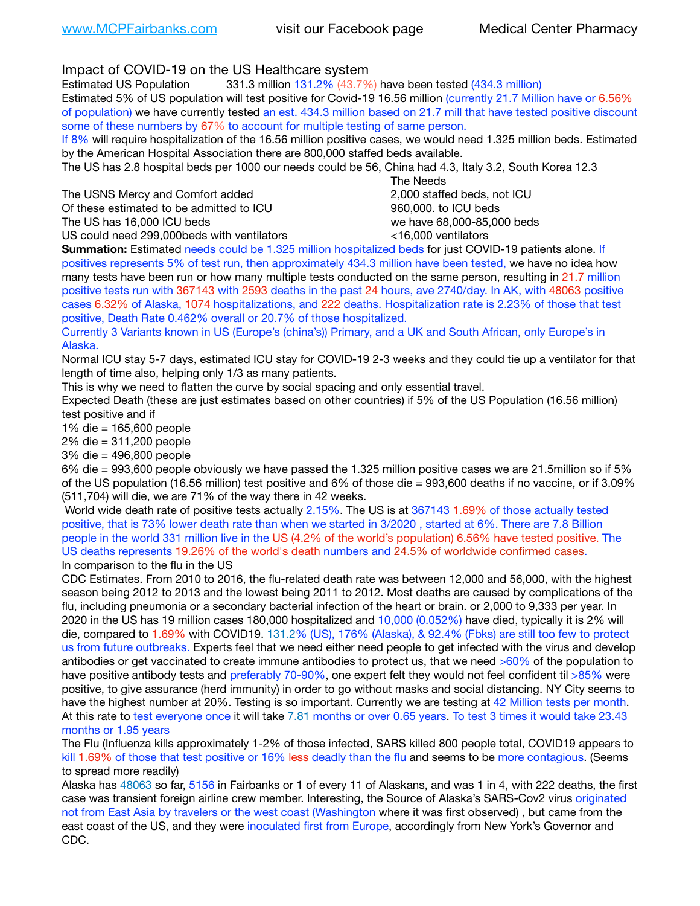Impact of COVID-19 on the US Healthcare system

Estimated US Population 331.3 million 131.2% (43.7%) have been tested (434.3 million)

Estimated 5% of US population will test positive for Covid-19 16.56 million (currently 21.7 Million have or 6.56% of population) we have currently tested an est. 434.3 million based on 21.7 mill that have tested positive discount some of these numbers by 67% to account for multiple testing of same person.

If 8% will require hospitalization of the 16.56 million positive cases, we would need 1.325 million beds. Estimated by the American Hospital Association there are 800,000 staffed beds available.

The US has 2.8 hospital beds per 1000 our needs could be 56, China had 4.3, Italy 3.2, South Korea 12.3

| | The Needs |
|---|---|
| The USNS Mercy and Comfort added | 2,000 staffed beds, not ICU |
| Of these estimated to be admitted to ICU | 960,000. to ICU beds |
| The US has 16,000 ICU beds | we have 68,000-85,000 beds |
| US could need 299,000beds with ventilators | <16,000 ventilators |

**Summation:** Estimated needs could be 1.325 million hospitalized beds for just COVID-19 patients alone. If positives represents 5% of test run, then approximately 434.3 million have been tested, we have no idea how many tests have been run or how many multiple tests conducted on the same person, resulting in 21.7 million positive tests run with 367143 with 2593 deaths in the past 24 hours, ave 2740/day. In AK, with 48063 positive cases 6.32% of Alaska, 1074 hospitalizations, and 222 deaths. Hospitalization rate is 2.23% of those that test positive, Death Rate 0.462% overall or 20.7% of those hospitalized.

Currently 3 Variants known in US (Europe's (china's)) Primary, and a UK and South African, only Europe's in Alaska.

Normal ICU stay 5-7 days, estimated ICU stay for COVID-19 2-3 weeks and they could tie up a ventilator for that length of time also, helping only 1/3 as many patients.

This is why we need to flatten the curve by social spacing and only essential travel.

Expected Death (these are just estimates based on other countries) if 5% of the US Population (16.56 million) test positive and if

1% die = 165,600 people
2% die = 311,200 people
3% die = 496,800 people
6% die = 993,600 people obviously we have passed the 1.325 million positive cases we are 21.5million so if 5% of the US population (16.56 million) test positive and 6% of those die = 993,600 deaths if no vaccine, or if 3.09% (511,704) will die, we are 71% of the way there in 42 weeks.

World wide death rate of positive tests actually 2.15%. The US is at 367143 1.69% of those actually tested positive, that is 73% lower death rate than when we started in 3/2020 , started at 6%. There are 7.8 Billion people in the world 331 million live in the US (4.2% of the world's population) 6.56% have tested positive. The US deaths represents 19.26% of the world's death numbers and 24.5% of worldwide confirmed cases.

In comparison to the flu in the US

CDC Estimates. From 2010 to 2016, the flu-related death rate was between 12,000 and 56,000, with the highest season being 2012 to 2013 and the lowest being 2011 to 2012. Most deaths are caused by complications of the flu, including pneumonia or a secondary bacterial infection of the heart or brain. or 2,000 to 9,333 per year. In 2020 in the US has 19 million cases 180,000 hospitalized and 10,000 (0.052%) have died, typically it is 2% will die, compared to 1.69% with COVID19. 131.2% (US), 176% (Alaska), & 92.4% (Fbks) are still too few to protect us from future outbreaks. Experts feel that we need either need people to get infected with the virus and develop antibodies or get vaccinated to create immune antibodies to protect us, that we need >60% of the population to have positive antibody tests and preferably 70-90%, one expert felt they would not feel confident til >85% were positive, to give assurance (herd immunity) in order to go without masks and social distancing. NY City seems to have the highest number at 20%. Testing is so important. Currently we are testing at 42 Million tests per month. At this rate to test everyone once it will take 7.81 months or over 0.65 years. To test 3 times it would take 23.43 months or 1.95 years

The Flu (Influenza kills approximately 1-2% of those infected, SARS killed 800 people total, COVID19 appears to kill 1.69% of those that test positive or 16% less deadly than the flu and seems to be more contagious. (Seems to spread more readily)

Alaska has 48063 so far, 5156 in Fairbanks or 1 of every 11 of Alaskans, and was 1 in 4, with 222 deaths, the first case was transient foreign airline crew member. Interesting, the Source of Alaska's SARS-Cov2 virus originated not from East Asia by travelers or the west coast (Washington where it was first observed) , but came from the east coast of the US, and they were inoculated first from Europe, accordingly from New York's Governor and CDC.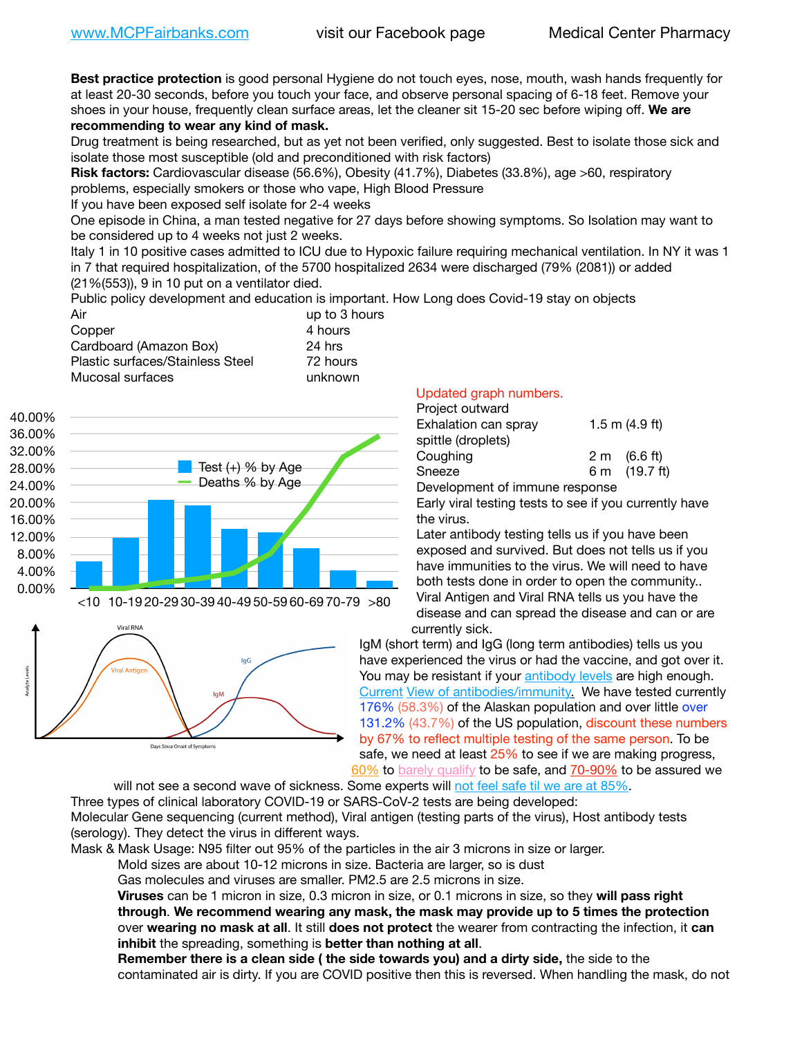www.MCPFairbanks.com visit our Facebook page Medical Center Pharmacy

**Best practice protection** is good personal Hygiene do not touch eyes, nose, mouth, wash hands frequently for at least 20-30 seconds, before you touch your face, and observe personal spacing of 6-18 feet. Remove your shoes in your house, frequently clean surface areas, let the cleaner sit 15-20 sec before wiping off. **We are recommending to wear any kind of mask.**

Drug treatment is being researched, but as yet not been verified, only suggested. Best to isolate those sick and isolate those most susceptible (old and preconditioned with risk factors)

**Risk factors:** Cardiovascular disease (56.6%), Obesity (41.7%), Diabetes (33.8%), age >60, respiratory problems, especially smokers or those who vape, High Blood Pressure

If you have been exposed self isolate for 2-4 weeks

One episode in China, a man tested negative for 27 days before showing symptoms. So Isolation may want to be considered up to 4 weeks not just 2 weeks.

Italy 1 in 10 positive cases admitted to ICU due to Hypoxic failure requiring mechanical ventilation. In NY it was 1 in 7 that required hospitalization, of the 5700 hospitalized 2634 were discharged (79% (2081)) or added (21%(553)), 9 in 10 put on a ventilator died.

Public policy development and education is important. How Long does Covid-19 stay on objects

| | |
|---|---|
| Air | up to 3 hours |
| Copper | 4 hours |
| Cardboard (Amazon Box) | 24 hrs |
| Plastic surfaces/Stainless Steel | 72 hours |
| Mucosal surfaces | unknown |

Updated graph numbers.

Project outward

| | | |
|---|---|---|
| Exhalation can spray spittle (droplets) | 1.5 m | (4.9 ft) |
| Coughing | 2 m | (6.6 ft) |
| Sneeze | 6 m | (19.7 ft) |

Development of immune response

Early viral testing tests to see if you currently have the virus.

Later antibody testing tells us if you have been exposed and survived. But does not tells us if you have immunities to the virus. We will need to have both tests done in order to open the community..

Viral Antigen and Viral RNA tells us you have the disease and can spread the disease and can or are currently sick.

IgM (short term) and IgG (long term antibodies) tells us you have experienced the virus or had the vaccine, and got over it. You may be resistant if your antibody levels are high enough. Current View of antibodies/immunity. We have tested currently 176% (58.3%) of the Alaskan population and over little over 131.2% (43.7%) of the US population, discount these numbers by 67% to reflect multiple testing of the same person. To be safe, we need at least 25% to see if we are making progress, 60% to barely qualify to be safe, and 70-90% to be assured we will not see a second wave of sickness. Some experts will not feel safe til we are at 85%.

Three types of clinical laboratory COVID-19 or SARS-CoV-2 tests are being developed:

Molecular Gene sequencing (current method), Viral antigen (testing parts of the virus), Host antibody tests (serology). They detect the virus in different ways.

Mask & Mask Usage: N95 filter out 95% of the particles in the air 3 microns in size or larger.

Mold sizes are about 10-12 microns in size. Bacteria are larger, so is dust

Gas molecules and viruses are smaller. PM2.5 are 2.5 microns in size.

**Viruses** can be 1 micron in size, 0.3 micron in size, or 0.1 microns in size, so they **will pass right through**. **We recommend wearing any mask, the mask may provide up to 5 times the protection** over **wearing no mask at all**. It still **does not protect** the wearer from contracting the infection, it **can inhibit** the spreading, something is **better than nothing at all**.

**Remember there is a clean side ( the side towards you) and a dirty side,** the side to the contaminated air is dirty. If you are COVID positive then this is reversed. When handling the mask, do not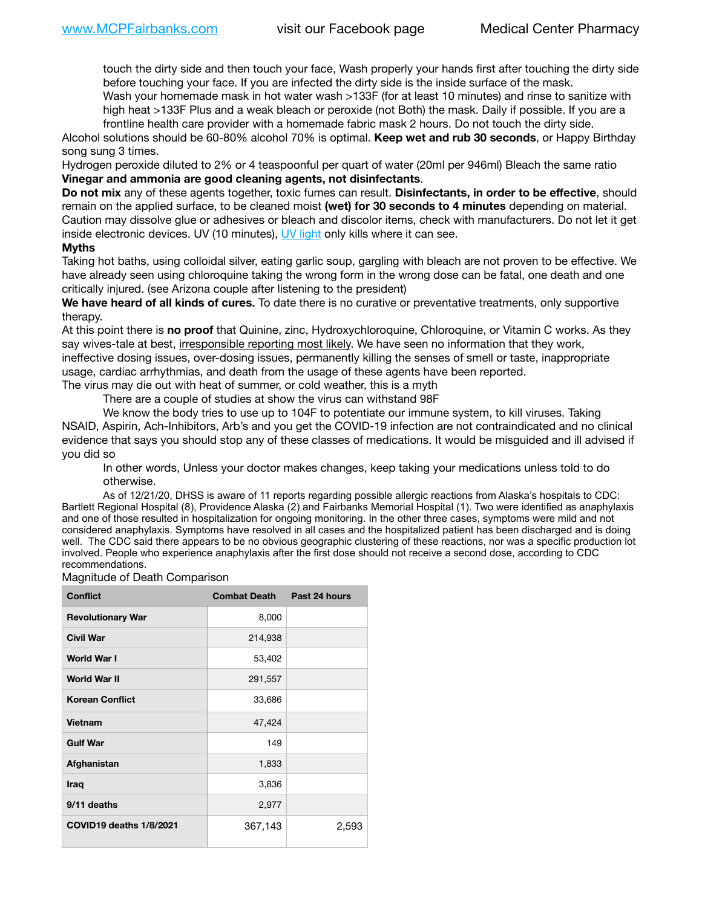touch the dirty side and then touch your face, Wash properly your hands first after touching the dirty side before touching your face. If you are infected the dirty side is the inside surface of the mask.

Wash your homemade mask in hot water wash >133F (for at least 10 minutes) and rinse to sanitize with high heat >133F Plus and a weak bleach or peroxide (not Both) the mask. Daily if possible. If you are a frontline health care provider with a homemade fabric mask 2 hours. Do not touch the dirty side.

Alcohol solutions should be 60-80% alcohol 70% is optimal. **Keep wet and rub 30 seconds**, or Happy Birthday song sung 3 times.

Hydrogen peroxide diluted to 2% or 4 teaspoonful per quart of water (20ml per 946ml) Bleach the same ratio **Vinegar and ammonia are good cleaning agents, not disinfectants**.

**Do not mix** any of these agents together, toxic fumes can result. **Disinfectants, in order to be effective**, should remain on the applied surface, to be cleaned moist **(wet) for 30 seconds to 4 minutes** depending on material. Caution may dissolve glue or adhesives or bleach and discolor items, check with manufacturers. Do not let it get inside electronic devices. UV (10 minutes), UV light only kills where it can see.

**Myths**

Taking hot baths, using colloidal silver, eating garlic soup, gargling with bleach are not proven to be effective. We have already seen using chloroquine taking the wrong form in the wrong dose can be fatal, one death and one critically injured. (see Arizona couple after listening to the president)

**We have heard of all kinds of cures.** To date there is no curative or preventative treatments, only supportive therapy.

At this point there is **no proof** that Quinine, zinc, Hydroxychloroquine, Chloroquine, or Vitamin C works. As they say wives-tale at best, irresponsible reporting most likely. We have seen no information that they work, ineffective dosing issues, over-dosing issues, permanently killing the senses of smell or taste, inappropriate usage, cardiac arrhythmias, and death from the usage of these agents have been reported.

The virus may die out with heat of summer, or cold weather, this is a myth

There are a couple of studies at show the virus can withstand 98F

We know the body tries to use up to 104F to potentiate our immune system, to kill viruses. Taking NSAID, Aspirin, Ach-Inhibitors, Arb's and you get the COVID-19 infection are not contraindicated and no clinical evidence that says you should stop any of these classes of medications. It would be misguided and ill advised if you did so

In other words, Unless your doctor makes changes, keep taking your medications unless told to do otherwise.

As of 12/21/20, DHSS is aware of 11 reports regarding possible allergic reactions from Alaska's hospitals to CDC: Bartlett Regional Hospital (8), Providence Alaska (2) and Fairbanks Memorial Hospital (1). Two were identified as anaphylaxis and one of those resulted in hospitalization for ongoing monitoring. In the other three cases, symptoms were mild and not considered anaphylaxis. Symptoms have resolved in all cases and the hospitalized patient has been discharged and is doing well. The CDC said there appears to be no obvious geographic clustering of these reactions, nor was a specific production lot involved. People who experience anaphylaxis after the first dose should not receive a second dose, according to CDC recommendations.

Magnitude of Death Comparison

| Conflict | Combat Death | Past 24 hours |
|---|---|---|
| Revolutionary War | 8,000 | |
| Civil War | 214,938 | |
| World War I | 53,402 | |
| World War II | 291,557 | |
| Korean Conflict | 33,686 | |
| Vietnam | 47,424 | |
| Gulf War | 149 | |
| Afghanistan | 1,833 | |
| Iraq | 3,836 | |
| 9/11 deaths | 2,977 | |
| COVID19 deaths 1/8/2021 | 367,143 | 2,593 |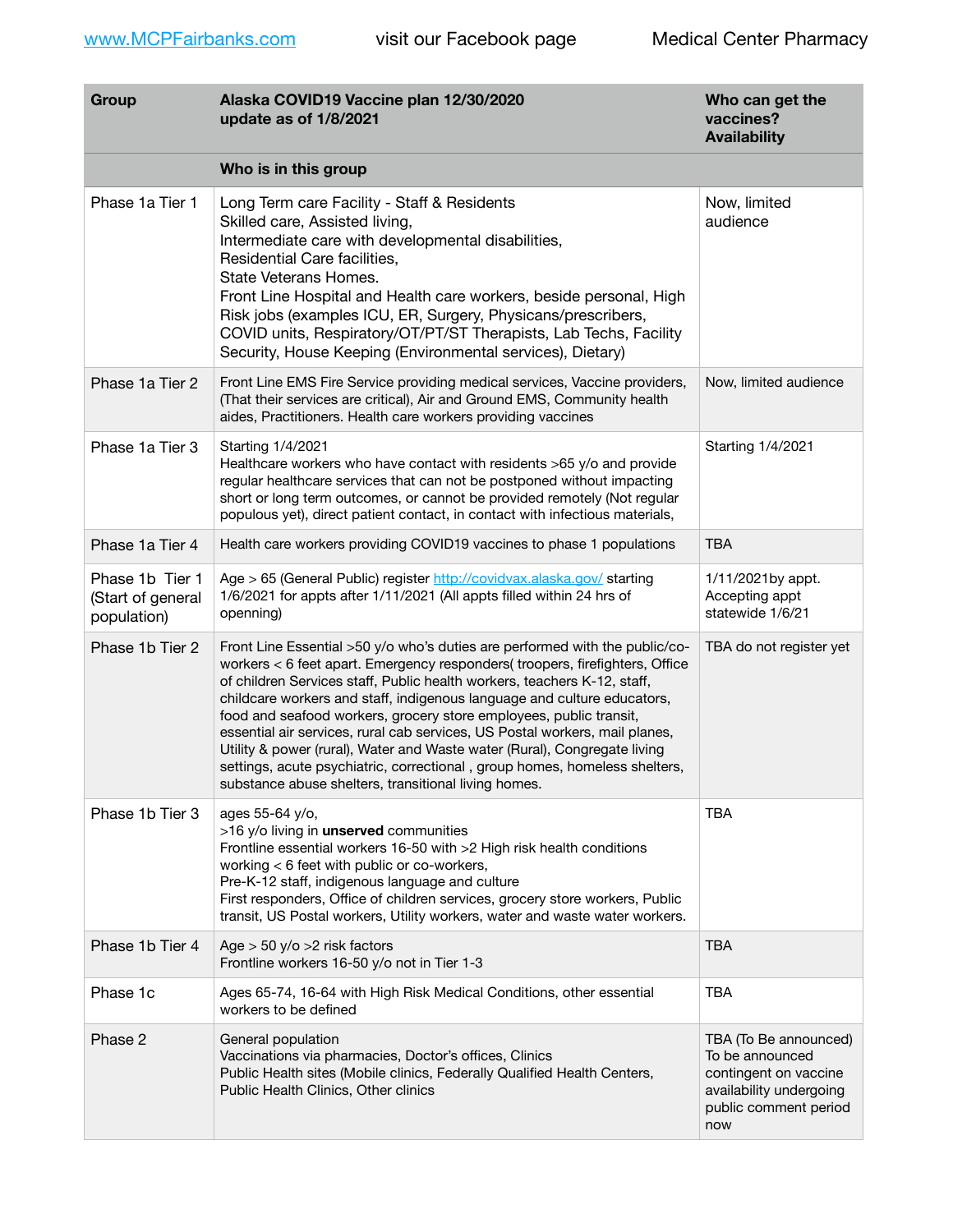[www.MCPFairbanks.com](http://www.MCPFairbanks.com) visit our Facebook page Medical Center Pharmacy

| Group | Alaska COVID19 Vaccine plan 12/30/2020 update as of 1/8/2021 | Who can get the vaccines? Availability |
|---|---|---|
| | **Who is in this group** | |
| Phase 1a Tier 1 | Long Term care Facility - Staff & Residents<br>Skilled care, Assisted living,<br>Intermediate care with developmental disabilities,<br>Residential Care facilities,<br>State Veterans Homes.<br>Front Line Hospital and Health care workers, beside personal, High Risk jobs (examples ICU, ER, Surgery, Physcans/prescribers, COVID units, Respiratory/OT/PT/ST Therapists, Lab Techs, Facility Security, House Keeping (Environmental services), Dietary) | Now, limited audience |
| Phase 1a Tier 2 | Front Line EMS Fire Service providing medical services, Vaccine providers, (That their services are critical), Air and Ground EMS, Community health aides, Practitioners. Health care workers providing vaccines | Now, limited audience |
| Phase 1a Tier 3 | Starting 1/4/2021<br>Healthcare workers who have contact with residents >65 y/o and provide regular healthcare services that can not be postponed without impacting short or long term outcomes, or cannot be provided remotely (Not regular populous yet), direct patient contact, in contact with infectious materials, | Starting 1/4/2021 |
| Phase 1a Tier 4 | Health care workers providing COVID19 vaccines to phase 1 populations | TBA |
| Phase 1b Tier 1 (Start of general population) | Age > 65 (General Public) register [http://covidvax.alaska.gov/](http://covidvax.alaska.gov/) starting 1/6/2021 for appts after 1/11/2021 (All appts filled within 24 hrs of openning) | 1/11/2021by appt. Accepting appt statewide 1/6/21 |
| Phase 1b Tier 2 | Front Line Essential >50 y/o who's duties are performed with the public/co-workers < 6 feet apart. Emergency responders( troopers, firefighters, Office of children Services staff, Public health workers, teachers K-12, staff, childcare workers and staff, indigenous language and culture educators, food and seafood workers, grocery store employees, public transit, essential air services, rural cab services, US Postal workers, mail planes, Utility & power (rural), Water and Waste water (Rural), Congregate living settings, acute psychiatric, correctional , group homes, homeless shelters, substance abuse shelters, transitional living homes. | TBA do not register yet |
| Phase 1b Tier 3 | ages 55-64 y/o,<br>>16 y/o living in **unserved** communities<br>Frontline essential workers 16-50 with >2 High risk health conditions working < 6 feet with public or co-workers,<br>Pre-K-12 staff, indigenous language and culture<br>First responders, Office of children services, grocery store workers, Public transit, US Postal workers, Utility workers, water and waste water workers. | TBA |
| Phase 1b Tier 4 | Age > 50 y/o >2 risk factors<br>Frontline workers 16-50 y/o not in Tier 1-3 | TBA |
| Phase 1c | Ages 65-74, 16-64 with High Risk Medical Conditions, other essential workers to be defined | TBA |
| Phase 2 | General population<br>Vaccinations via pharmacies, Doctor's offices, Clinics<br>Public Health sites (Mobile clinics, Federally Qualified Health Centers, Public Health Clinics, Other clinics | TBA (To Be announced) To be announced contingent on vaccine availability undergoing public comment period now |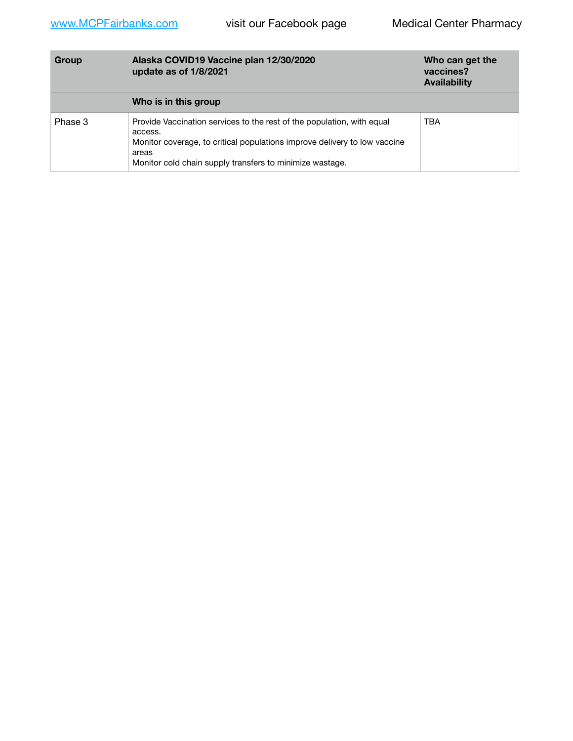| Group | Alaska COVID19 Vaccine plan 12/30/2020 update as of 1/8/2021 | Who can get the vaccines? Availability |
|---|---|---|
| | **Who is in this group** | |
| Phase 3 | Provide Vaccination services to the rest of the population, with equal access.<br>Monitor coverage, to critical populations improve delivery to low vaccine areas<br>Monitor cold chain supply transfers to minimize wastage. | TBA |